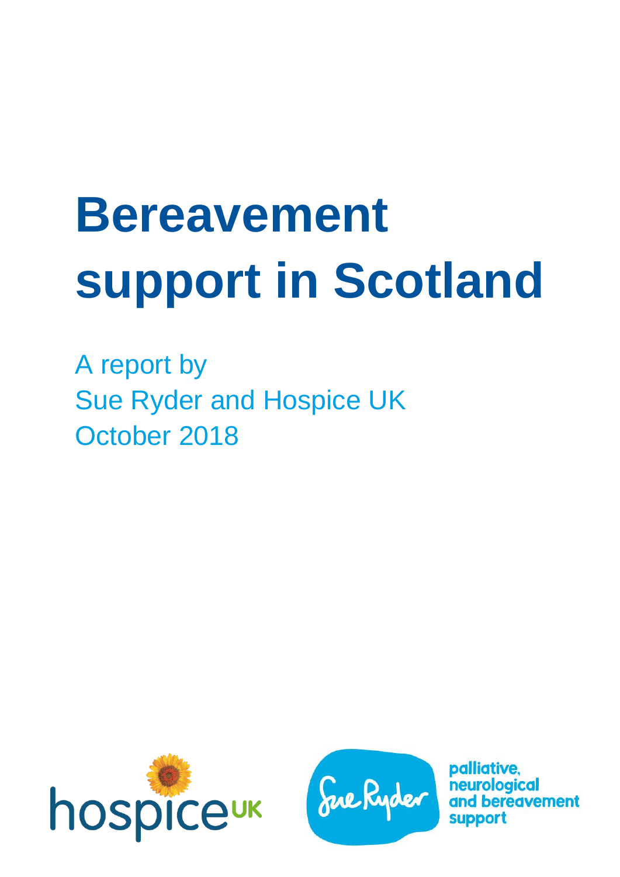# Bereavement support in Scotland

A report by
Sue Ryder and Hospice UK
October 2018

hospice UK

Sue Ryder

palliative, neurological and bereavement support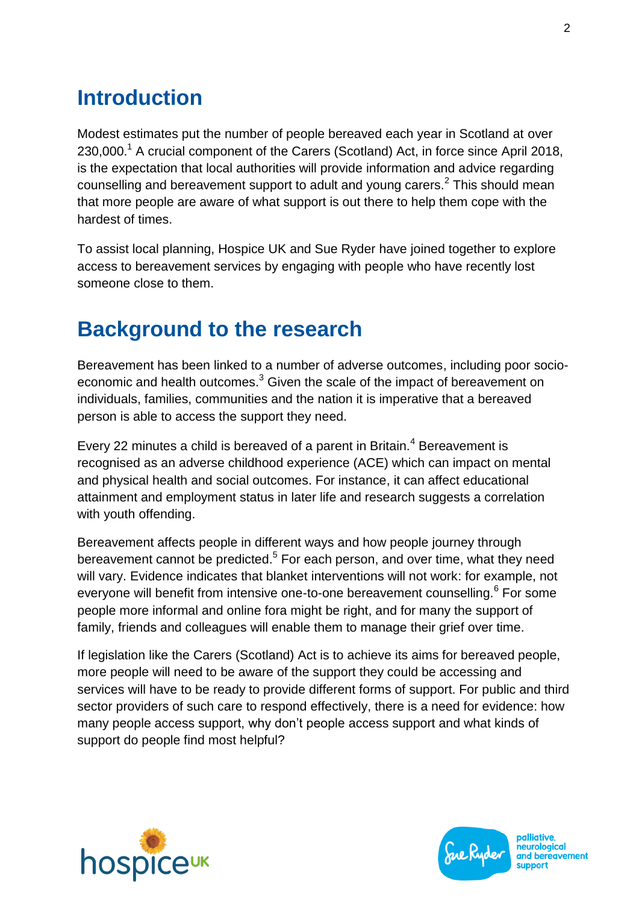## Introduction

Modest estimates put the number of people bereaved each year in Scotland at over 230,000.[1] A crucial component of the Carers (Scotland) Act, in force since April 2018, is the expectation that local authorities will provide information and advice regarding counselling and bereavement support to adult and young carers.[2] This should mean that more people are aware of what support is out there to help them cope with the hardest of times.

To assist local planning, Hospice UK and Sue Ryder have joined together to explore access to bereavement services by engaging with people who have recently lost someone close to them.

## Background to the research

Bereavement has been linked to a number of adverse outcomes, including poor socio-economic and health outcomes.[3] Given the scale of the impact of bereavement on individuals, families, communities and the nation it is imperative that a bereaved person is able to access the support they need.

Every 22 minutes a child is bereaved of a parent in Britain.[4] Bereavement is recognised as an adverse childhood experience (ACE) which can impact on mental and physical health and social outcomes. For instance, it can affect educational attainment and employment status in later life and research suggests a correlation with youth offending.

Bereavement affects people in different ways and how people journey through bereavement cannot be predicted.[5] For each person, and over time, what they need will vary. Evidence indicates that blanket interventions will not work: for example, not everyone will benefit from intensive one-to-one bereavement counselling.[6] For some people more informal and online fora might be right, and for many the support of family, friends and colleagues will enable them to manage their grief over time.

If legislation like the Carers (Scotland) Act is to achieve its aims for bereaved people, more people will need to be aware of the support they could be accessing and services will have to be ready to provide different forms of support. For public and third sector providers of such care to respond effectively, there is a need for evidence: how many people access support, why don't people access support and what kinds of support do people find most helpful?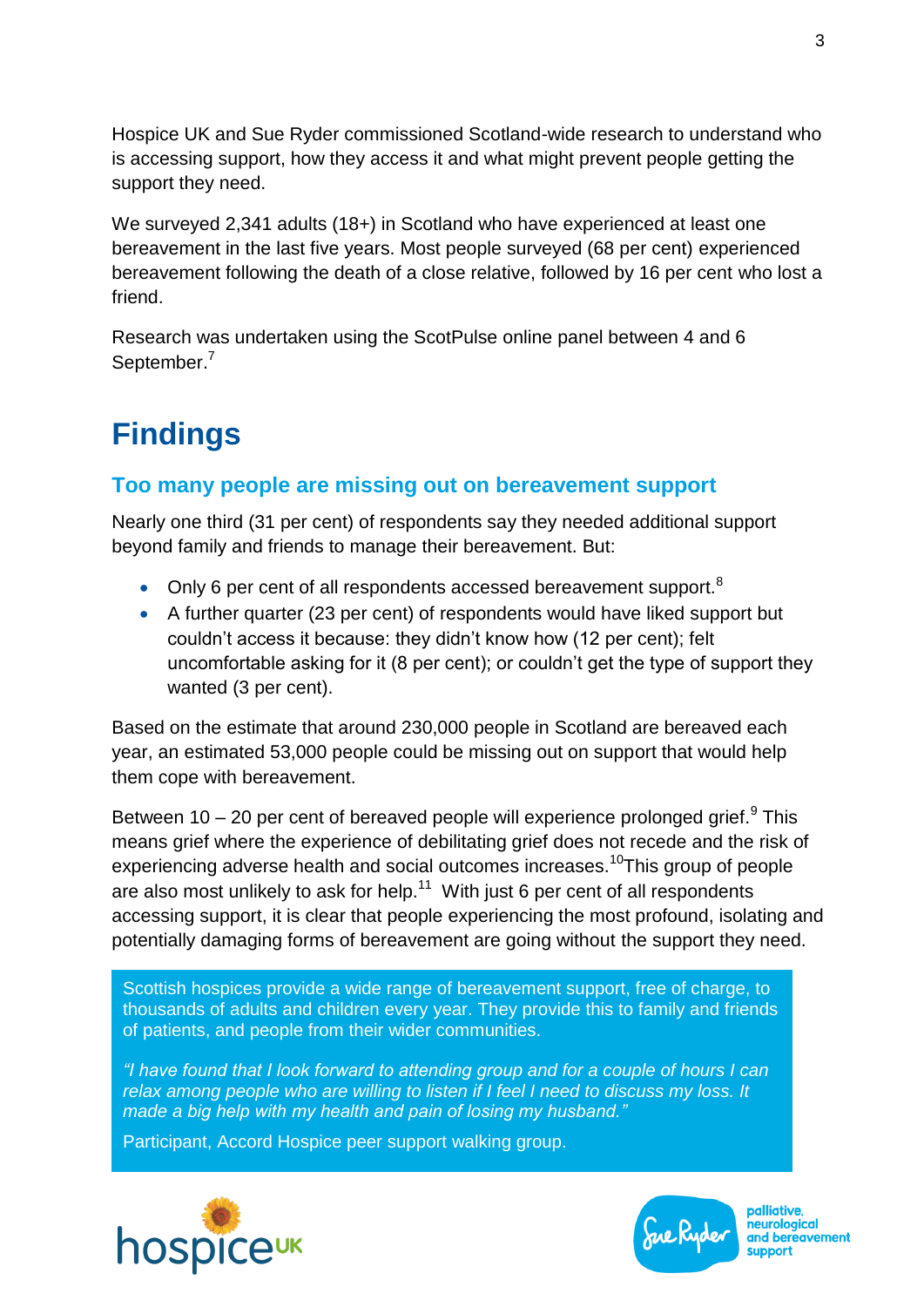Hospice UK and Sue Ryder commissioned Scotland-wide research to understand who is accessing support, how they access it and what might prevent people getting the support they need.

We surveyed 2,341 adults (18+) in Scotland who have experienced at least one bereavement in the last five years. Most people surveyed (68 per cent) experienced bereavement following the death of a close relative, followed by 16 per cent who lost a friend.

Research was undertaken using the ScotPulse online panel between 4 and 6 September.[7]

# Findings

## Too many people are missing out on bereavement support

Nearly one third (31 per cent) of respondents say they needed additional support beyond family and friends to manage their bereavement. But:

- Only 6 per cent of all respondents accessed bereavement support.[8]
- A further quarter (23 per cent) of respondents would have liked support but couldn't access it because: they didn't know how (12 per cent); felt uncomfortable asking for it (8 per cent); or couldn't get the type of support they wanted (3 per cent).

Based on the estimate that around 230,000 people in Scotland are bereaved each year, an estimated 53,000 people could be missing out on support that would help them cope with bereavement.

Between 10 – 20 per cent of bereaved people will experience prolonged grief.[9] This means grief where the experience of debilitating grief does not recede and the risk of experiencing adverse health and social outcomes increases.[10] This group of people are also most unlikely to ask for help.[11] With just 6 per cent of all respondents accessing support, it is clear that people experiencing the most profound, isolating and potentially damaging forms of bereavement are going without the support they need.

Scottish hospices provide a wide range of bereavement support, free of charge, to thousands of adults and children every year. They provide this to family and friends of patients, and people from their wider communities.

*"I have found that I look forward to attending group and for a couple of hours I can relax among people who are willing to listen if I feel I need to discuss my loss. It made a big help with my health and pain of losing my husband."*

Participant, Accord Hospice peer support walking group.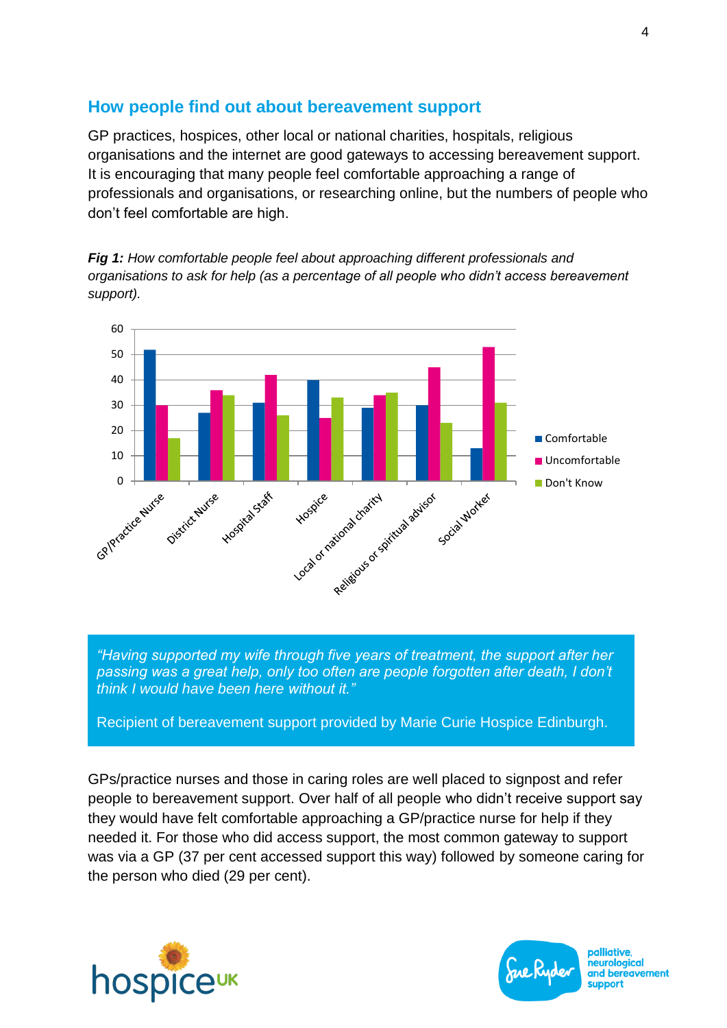## How people find out about bereavement support

GP practices, hospices, other local or national charities, hospitals, religious organisations and the internet are good gateways to accessing bereavement support. It is encouraging that many people feel comfortable approaching a range of professionals and organisations, or researching online, but the numbers of people who don't feel comfortable are high.

***Fig 1:*** *How comfortable people feel about approaching different professionals and organisations to ask for help (as a percentage of all people who didn't access bereavement support).*

60
50
40
30
20
10
0

GP/Practice Nurse
District Nurse
Hospital Staff
Hospice
Local or national charity
Religious or spiritual advisor
Social Worker

Comfortable
Uncomfortable
Don't Know

> *"Having supported my wife through five years of treatment, the support after her passing was a great help, only too often are people forgotten after death, I don't think I would have been here without it."*
>
> Recipient of bereavement support provided by Marie Curie Hospice Edinburgh.

GPs/practice nurses and those in caring roles are well placed to signpost and refer people to bereavement support. Over half of all people who didn't receive support say they would have felt comfortable approaching a GP/practice nurse for help if they needed it. For those who did access support, the most common gateway to support was via a GP (37 per cent accessed support this way) followed by someone caring for the person who died (29 per cent).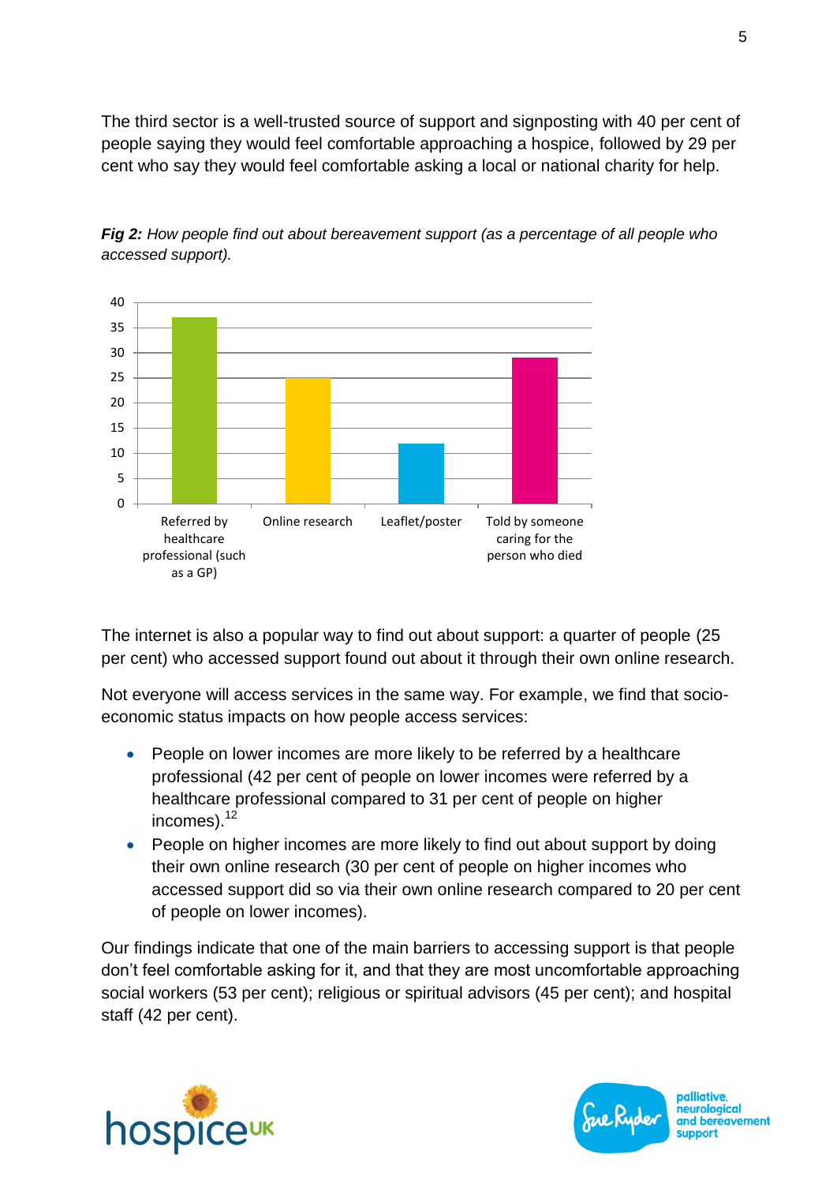The third sector is a well-trusted source of support and signposting with 40 per cent of people saying they would feel comfortable approaching a hospice, followed by 29 per cent who say they would feel comfortable asking a local or national charity for help.

***Fig 2:*** *How people find out about bereavement support (as a percentage of all people who accessed support).*

40
35
30
25
20
15
10
5
0

Referred by healthcare professional (such as a GP)
Online research
Leaflet/poster
Told by someone caring for the person who died

The internet is also a popular way to find out about support: a quarter of people (25 per cent) who accessed support found out about it through their own online research.

Not everyone will access services in the same way. For example, we find that socio-economic status impacts on how people access services:

- People on lower incomes are more likely to be referred by a healthcare professional (42 per cent of people on lower incomes were referred by a healthcare professional compared to 31 per cent of people on higher incomes).[12]
- People on higher incomes are more likely to find out about support by doing their own online research (30 per cent of people on higher incomes who accessed support did so via their own online research compared to 20 per cent of people on lower incomes).

Our findings indicate that one of the main barriers to accessing support is that people don't feel comfortable asking for it, and that they are most uncomfortable approaching social workers (53 per cent); religious or spiritual advisors (45 per cent); and hospital staff (42 per cent).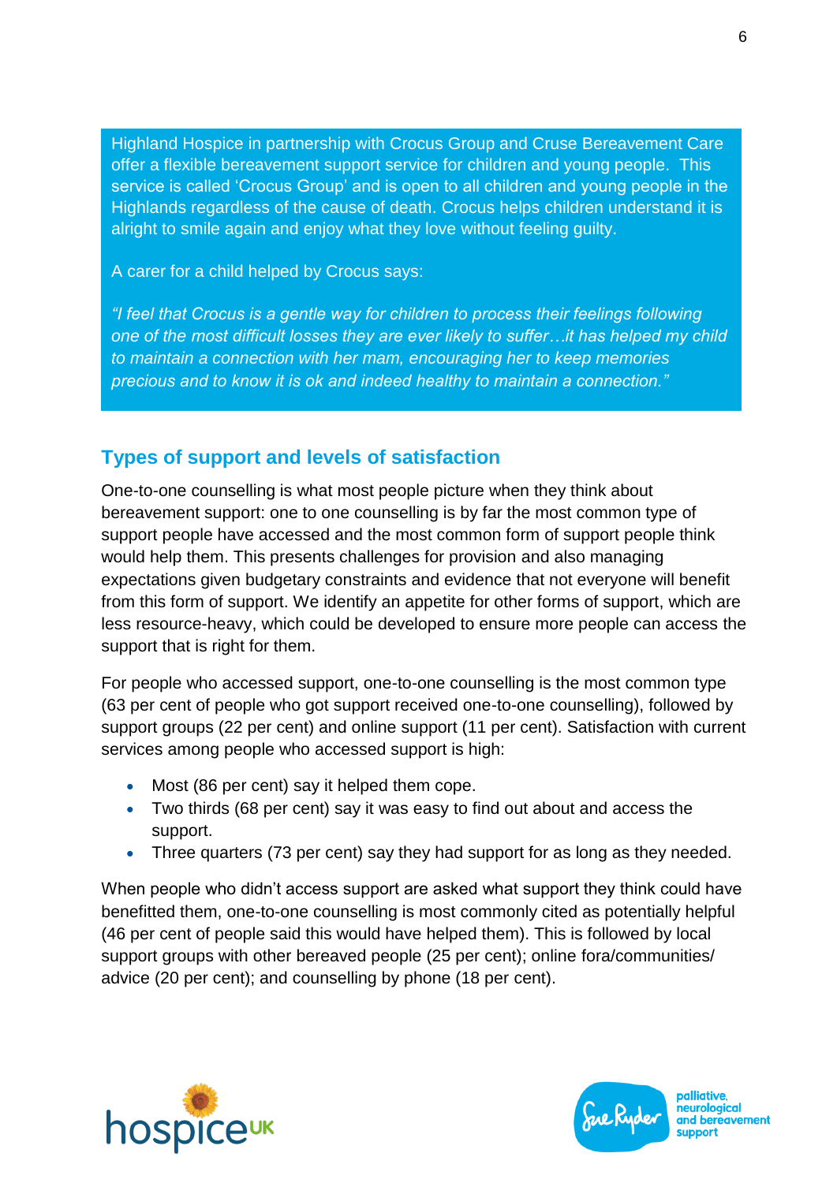Highland Hospice in partnership with Crocus Group and Cruse Bereavement Care offer a flexible bereavement support service for children and young people. This service is called 'Crocus Group' and is open to all children and young people in the Highlands regardless of the cause of death. Crocus helps children understand it is alright to smile again and enjoy what they love without feeling guilty.

A carer for a child helped by Crocus says:

*"I feel that Crocus is a gentle way for children to process their feelings following one of the most difficult losses they are ever likely to suffer…it has helped my child to maintain a connection with her mam, encouraging her to keep memories precious and to know it is ok and indeed healthy to maintain a connection."*

## Types of support and levels of satisfaction

One-to-one counselling is what most people picture when they think about bereavement support: one to one counselling is by far the most common type of support people have accessed and the most common form of support people think would help them. This presents challenges for provision and also managing expectations given budgetary constraints and evidence that not everyone will benefit from this form of support. We identify an appetite for other forms of support, which are less resource-heavy, which could be developed to ensure more people can access the support that is right for them.

For people who accessed support, one-to-one counselling is the most common type (63 per cent of people who got support received one-to-one counselling), followed by support groups (22 per cent) and online support (11 per cent). Satisfaction with current services among people who accessed support is high:

- Most (86 per cent) say it helped them cope.
- Two thirds (68 per cent) say it was easy to find out about and access the support.
- Three quarters (73 per cent) say they had support for as long as they needed.

When people who didn't access support are asked what support they think could have benefitted them, one-to-one counselling is most commonly cited as potentially helpful (46 per cent of people said this would have helped them). This is followed by local support groups with other bereaved people (25 per cent); online fora/communities/ advice (20 per cent); and counselling by phone (18 per cent).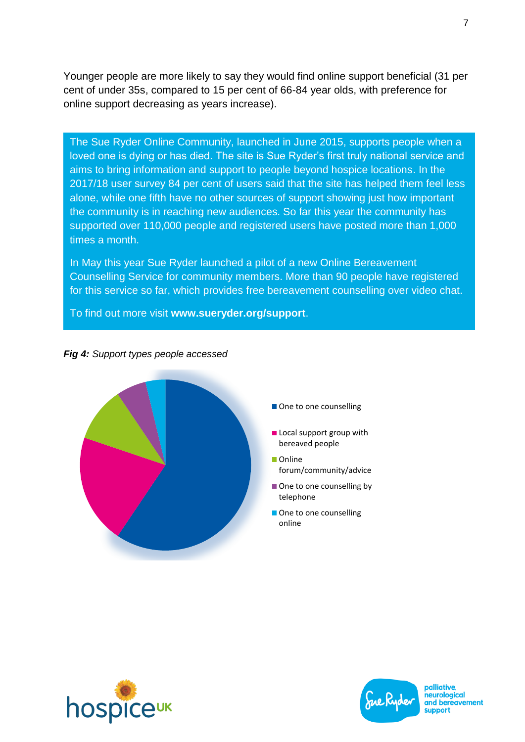Younger people are more likely to say they would find online support beneficial (31 per cent of under 35s, compared to 15 per cent of 66-84 year olds, with preference for online support decreasing as years increase).

The Sue Ryder Online Community, launched in June 2015, supports people when a loved one is dying or has died. The site is Sue Ryder's first truly national service and aims to bring information and support to people beyond hospice locations. In the 2017/18 user survey 84 per cent of users said that the site has helped them feel less alone, while one fifth have no other sources of support showing just how important the community is in reaching new audiences. So far this year the community has supported over 110,000 people and registered users have posted more than 1,000 times a month.

In May this year Sue Ryder launched a pilot of a new Online Bereavement Counselling Service for community members. More than 90 people have registered for this service so far, which provides free bereavement counselling over video chat.

To find out more visit **www.sueryder.org/support**.

***Fig 4:*** *Support types people accessed*

One to one counselling

Local support group with bereaved people

Online forum/community/advice

One to one counselling by telephone

One to one counselling online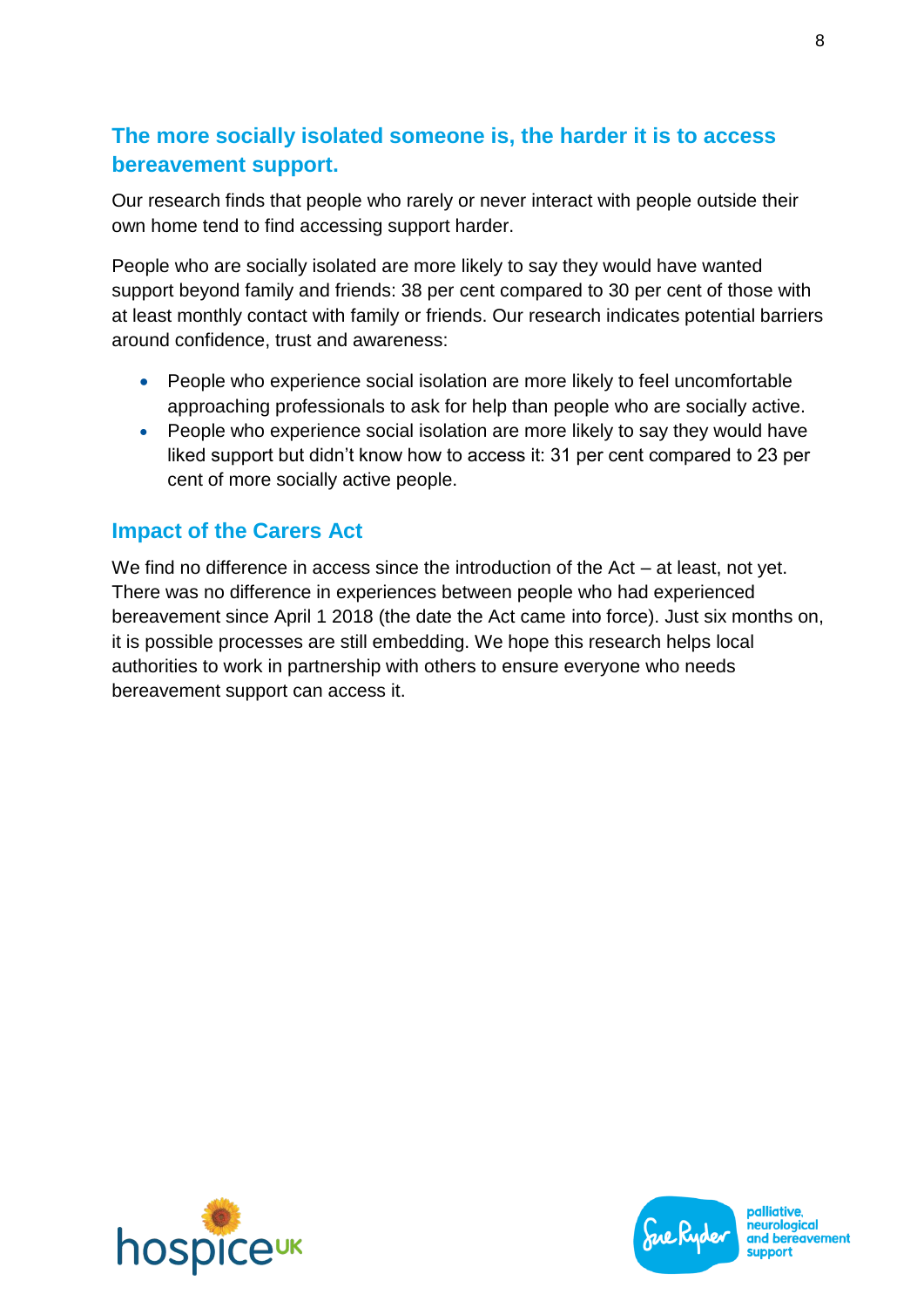## The more socially isolated someone is, the harder it is to access bereavement support.

Our research finds that people who rarely or never interact with people outside their own home tend to find accessing support harder.

People who are socially isolated are more likely to say they would have wanted support beyond family and friends: 38 per cent compared to 30 per cent of those with at least monthly contact with family or friends. Our research indicates potential barriers around confidence, trust and awareness:

- People who experience social isolation are more likely to feel uncomfortable approaching professionals to ask for help than people who are socially active.
- People who experience social isolation are more likely to say they would have liked support but didn't know how to access it: 31 per cent compared to 23 per cent of more socially active people.

## Impact of the Carers Act

We find no difference in access since the introduction of the Act – at least, not yet. There was no difference in experiences between people who had experienced bereavement since April 1 2018 (the date the Act came into force). Just six months on, it is possible processes are still embedding. We hope this research helps local authorities to work in partnership with others to ensure everyone who needs bereavement support can access it.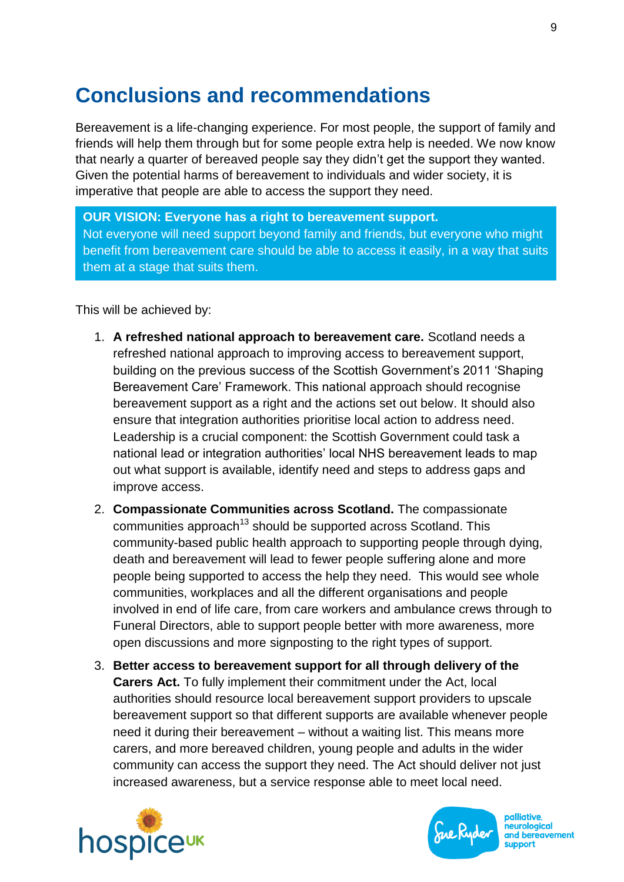# Conclusions and recommendations

Bereavement is a life-changing experience. For most people, the support of family and friends will help them through but for some people extra help is needed. We now know that nearly a quarter of bereaved people say they didn't get the support they wanted. Given the potential harms of bereavement to individuals and wider society, it is imperative that people are able to access the support they need.

**OUR VISION: Everyone has a right to bereavement support.**
Not everyone will need support beyond family and friends, but everyone who might benefit from bereavement care should be able to access it easily, in a way that suits them at a stage that suits them.

This will be achieved by:

1. **A refreshed national approach to bereavement care.** Scotland needs a refreshed national approach to improving access to bereavement support, building on the previous success of the Scottish Government's 2011 'Shaping Bereavement Care' Framework. This national approach should recognise bereavement support as a right and the actions set out below. It should also ensure that integration authorities prioritise local action to address need. Leadership is a crucial component: the Scottish Government could task a national lead or integration authorities' local NHS bereavement leads to map out what support is available, identify need and steps to address gaps and improve access.
2. **Compassionate Communities across Scotland.** The compassionate communities approach[13] should be supported across Scotland. This community-based public health approach to supporting people through dying, death and bereavement will lead to fewer people suffering alone and more people being supported to access the help they need. This would see whole communities, workplaces and all the different organisations and people involved in end of life care, from care workers and ambulance crews through to Funeral Directors, able to support people better with more awareness, more open discussions and more signposting to the right types of support.
3. **Better access to bereavement support for all through delivery of the Carers Act.** To fully implement their commitment under the Act, local authorities should resource local bereavement support providers to upscale bereavement support so that different supports are available whenever people need it during their bereavement – without a waiting list. This means more carers, and more bereaved children, young people and adults in the wider community can access the support they need. The Act should deliver not just increased awareness, but a service response able to meet local need.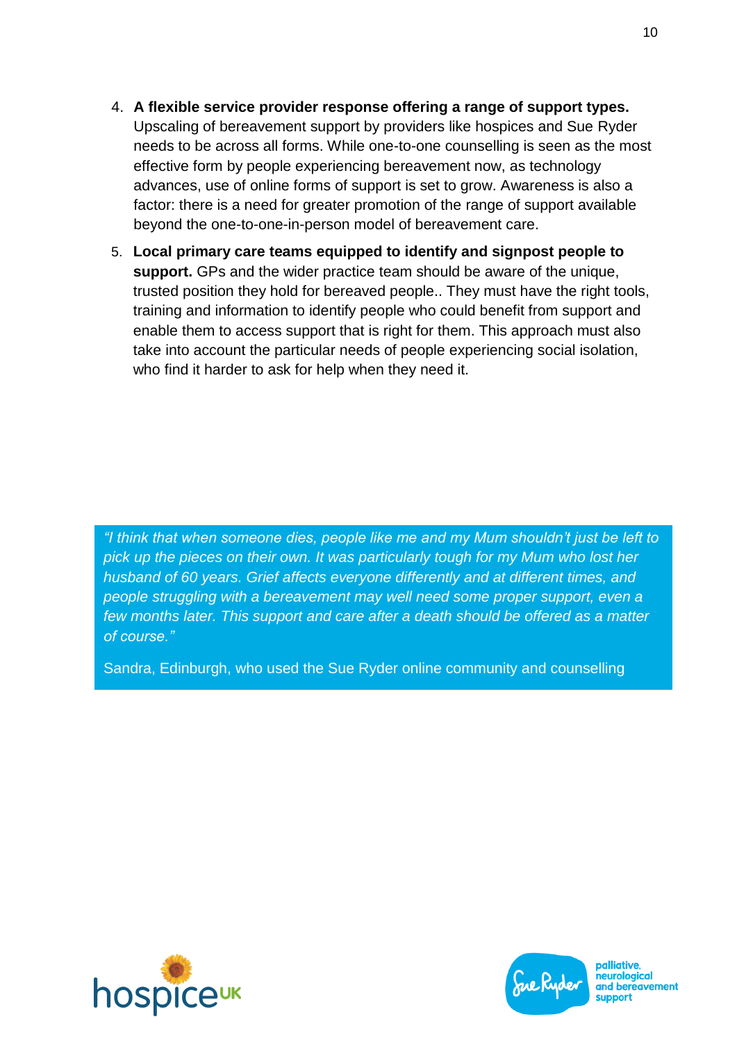4. **A flexible service provider response offering a range of support types.** Upscaling of bereavement support by providers like hospices and Sue Ryder needs to be across all forms. While one-to-one counselling is seen as the most effective form by people experiencing bereavement now, as technology advances, use of online forms of support is set to grow. Awareness is also a factor: there is a need for greater promotion of the range of support available beyond the one-to-one-in-person model of bereavement care.

5. **Local primary care teams equipped to identify and signpost people to support.** GPs and the wider practice team should be aware of the unique, trusted position they hold for bereaved people.. They must have the right tools, training and information to identify people who could benefit from support and enable them to access support that is right for them. This approach must also take into account the particular needs of people experiencing social isolation, who find it harder to ask for help when they need it.

> *"I think that when someone dies, people like me and my Mum shouldn't just be left to pick up the pieces on their own. It was particularly tough for my Mum who lost her husband of 60 years. Grief affects everyone differently and at different times, and people struggling with a bereavement may well need some proper support, even a few months later. This support and care after a death should be offered as a matter of course."*
>
> Sandra, Edinburgh, who used the Sue Ryder online community and counselling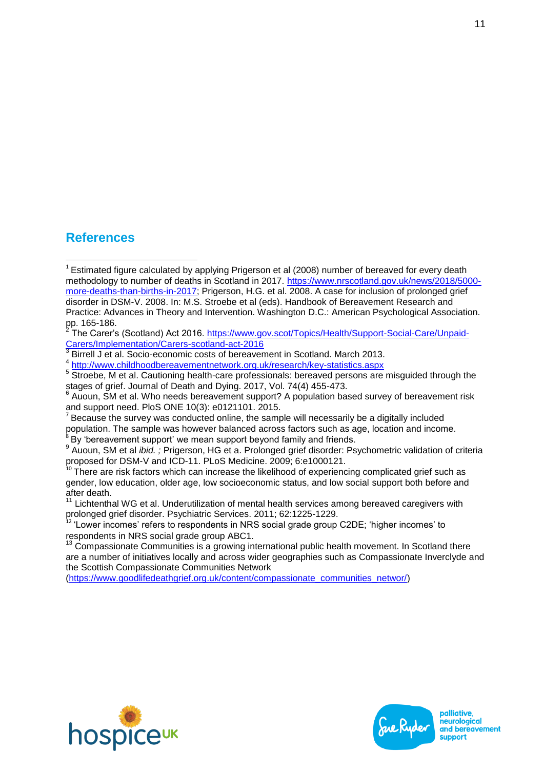## References

[1] Estimated figure calculated by applying Prigerson et al (2008) number of bereaved for every death methodology to number of deaths in Scotland in 2017. https://www.nrscotland.gov.uk/news/2018/5000-more-deaths-than-births-in-2017; Prigerson, H.G. et al. 2008. A case for inclusion of prolonged grief disorder in DSM-V. 2008. In: M.S. Stroebe et al (eds). Handbook of Bereavement Research and Practice: Advances in Theory and Intervention. Washington D.C.: American Psychological Association. pp. 165-186.

[2] The Carer's (Scotland) Act 2016. https://www.gov.scot/Topics/Health/Support-Social-Care/Unpaid-Carers/Implementation/Carers-scotland-act-2016

[3] Birrell J et al. Socio-economic costs of bereavement in Scotland. March 2013.

[4] http://www.childhoodbereavementnetwork.org.uk/research/key-statistics.aspx

[5] Stroebe, M et al. Cautioning health-care professionals: bereaved persons are misguided through the stages of grief. Journal of Death and Dying. 2017, Vol. 74(4) 455-473.

[6] Auoun, SM et al. Who needs bereavement support? A population based survey of bereavement risk and support need. PloS ONE 10(3): e0121101. 2015.

[7] Because the survey was conducted online, the sample will necessarily be a digitally included population. The sample was however balanced across factors such as age, location and income.

[8] By 'bereavement support' we mean support beyond family and friends.

[9] Auoun, SM et al *ibid. ;* Prigerson, HG et a. Prolonged grief disorder: Psychometric validation of criteria proposed for DSM-V and ICD-11. PLoS Medicine. 2009; 6:e1000121.

[10] There are risk factors which can increase the likelihood of experiencing complicated grief such as gender, low education, older age, low socioeconomic status, and low social support both before and after death.

[11] Lichtenthal WG et al. Underutilization of mental health services among bereaved caregivers with prolonged grief disorder. Psychiatric Services. 2011; 62:1225-1229.

[12] 'Lower incomes' refers to respondents in NRS social grade group C2DE; 'higher incomes' to respondents in NRS social grade group ABC1.

[13] Compassionate Communities is a growing international public health movement. In Scotland there are a number of initiatives locally and across wider geographies such as Compassionate Inverclyde and the Scottish Compassionate Communities Network (https://www.goodlifedeathgrief.org.uk/content/compassionate_communities_networ/)